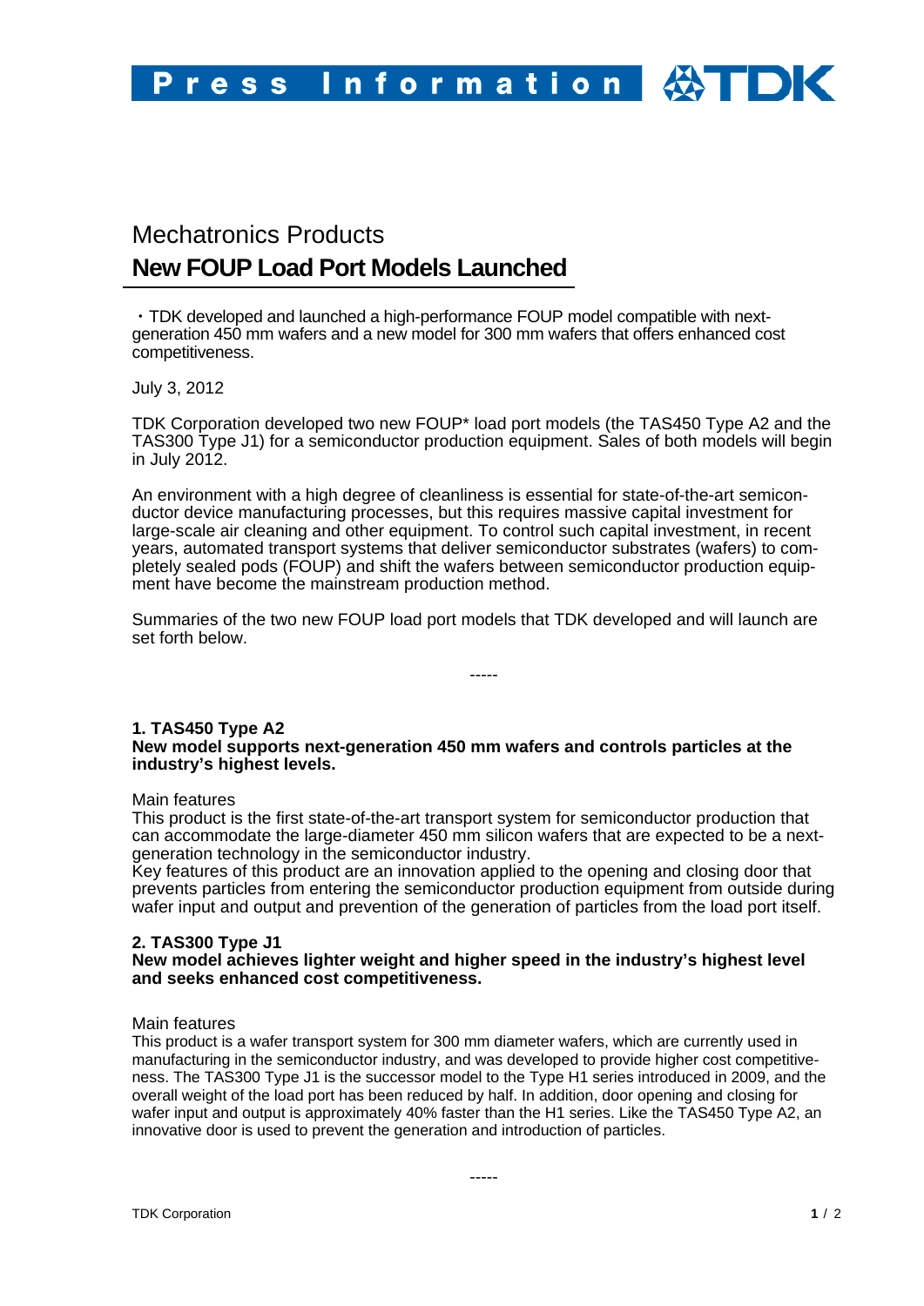Press Information TDK

# Mechatronics Products

## New FOUP Load Port Models Launched

・TDK developed and launched a high-performance FOUP model compatible with next-generation 450 mm wafers and a new model for 300 mm wafers that offers enhanced cost competitiveness.

July 3, 2012

TDK Corporation developed two new FOUP* load port models (the TAS450 Type A2 and the TAS300 Type J1) for a semiconductor production equipment. Sales of both models will begin in July 2012.

An environment with a high degree of cleanliness is essential for state-of-the-art semiconductor device manufacturing processes, but this requires massive capital investment for large-scale air cleaning and other equipment. To control such capital investment, in recent years, automated transport systems that deliver semiconductor substrates (wafers) to completely sealed pods (FOUP) and shift the wafers between semiconductor production equipment have become the mainstream production method.

Summaries of the two new FOUP load port models that TDK developed and will launch are set forth below.

-----

**1. TAS450 Type A2**
**New model supports next-generation 450 mm wafers and controls particles at the industry's highest levels.**

Main features
This product is the first state-of-the-art transport system for semiconductor production that can accommodate the large-diameter 450 mm silicon wafers that are expected to be a next-generation technology in the semiconductor industry.
Key features of this product are an innovation applied to the opening and closing door that prevents particles from entering the semiconductor production equipment from outside during wafer input and output and prevention of the generation of particles from the load port itself.

**2. TAS300 Type J1**
**New model achieves lighter weight and higher speed in the industry's highest level and seeks enhanced cost competitiveness.**

Main features
This product is a wafer transport system for 300 mm diameter wafers, which are currently used in manufacturing in the semiconductor industry, and was developed to provide higher cost competitiveness. The TAS300 Type J1 is the successor model to the Type H1 series introduced in 2009, and the overall weight of the load port has been reduced by half. In addition, door opening and closing for wafer input and output is approximately 40% faster than the H1 series. Like the TAS450 Type A2, an innovative door is used to prevent the generation and introduction of particles.

-----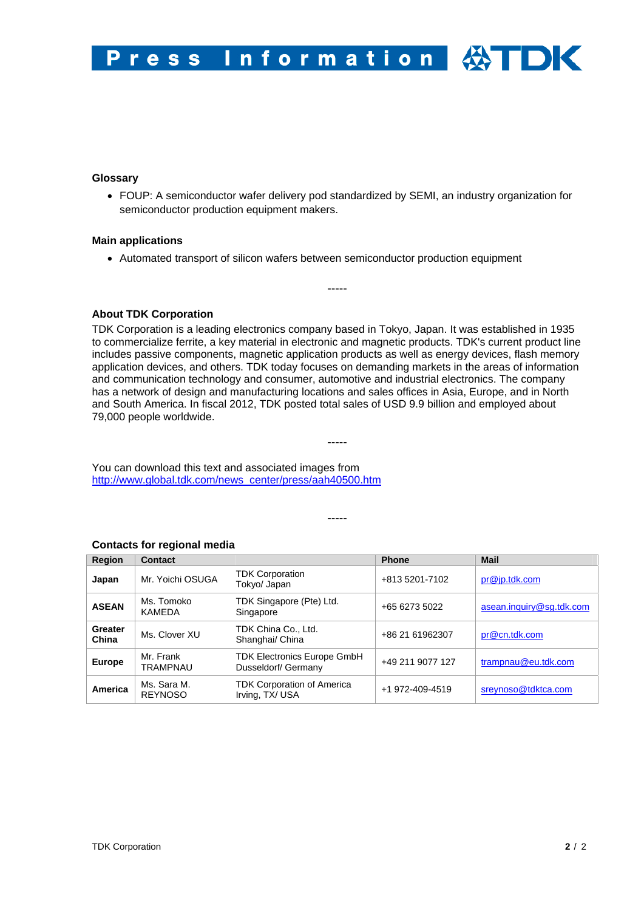### Glossary

- FOUP: A semiconductor wafer delivery pod standardized by SEMI, an industry organization for semiconductor production equipment makers.

### Main applications

- Automated transport of silicon wafers between semiconductor production equipment

-----

### About TDK Corporation

TDK Corporation is a leading electronics company based in Tokyo, Japan. It was established in 1935 to commercialize ferrite, a key material in electronic and magnetic products. TDK's current product line includes passive components, magnetic application products as well as energy devices, flash memory application devices, and others. TDK today focuses on demanding markets in the areas of information and communication technology and consumer, automotive and industrial electronics. The company has a network of design and manufacturing locations and sales offices in Asia, Europe, and in North and South America. In fiscal 2012, TDK posted total sales of USD 9.9 billion and employed about 79,000 people worldwide.

-----

You can download this text and associated images from
http://www.global.tdk.com/news_center/press/aah40500.htm

-----

### Contacts for regional media

| Region | Contact | | Phone | Mail |
|---|---|---|---|---|
| **Japan** | Mr. Yoichi OSUGA | TDK Corporation Tokyo/ Japan | +813 5201-7102 | pr@jp.tdk.com |
| **ASEAN** | Ms. Tomoko KAMEDA | TDK Singapore (Pte) Ltd. Singapore | +65 6273 5022 | asean.inquiry@sg.tdk.com |
| **Greater China** | Ms. Clover XU | TDK China Co., Ltd. Shanghai/ China | +86 21 61962307 | pr@cn.tdk.com |
| **Europe** | Mr. Frank TRAMPNAU | TDK Electronics Europe GmbH Dusseldorf/ Germany | +49 211 9077 127 | trampnau@eu.tdk.com |
| **America** | Ms. Sara M. REYNOSO | TDK Corporation of America Irving, TX/ USA | +1 972-409-4519 | sreynoso@tdktca.com |